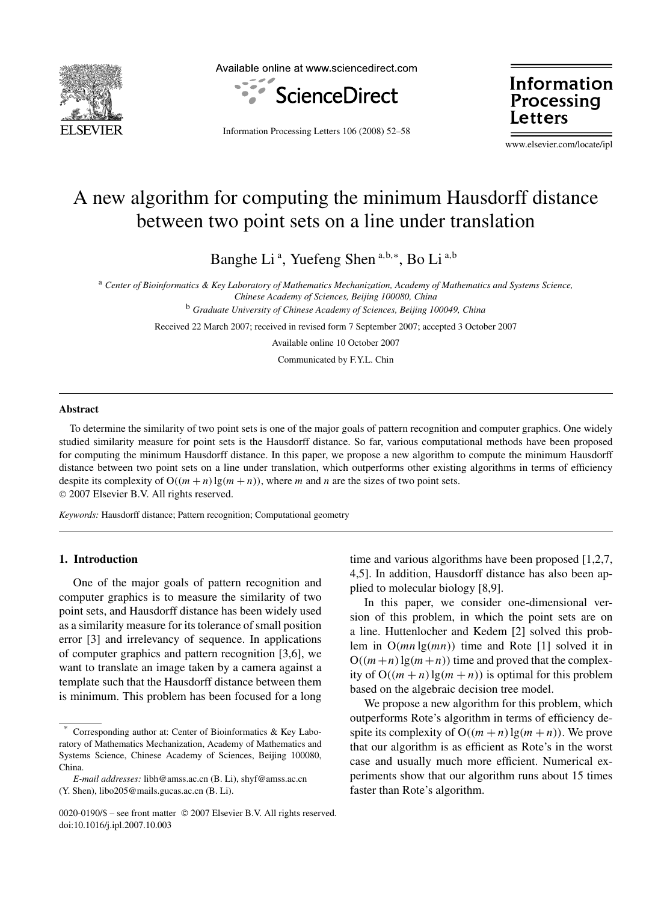# A new algorithm for computing the minimum Hausdorff distance between two point sets on a line under translation

Banghe Li [a], Yuefeng Shen [a,b,*], Bo Li [a,b]

[a] *Center of Bioinformatics & Key Laboratory of Mathematics Mechanization, Academy of Mathematics and Systems Science, Chinese Academy of Sciences, Beijing 100080, China*

[b] *Graduate University of Chinese Academy of Sciences, Beijing 100049, China*

Received 22 March 2007; received in revised form 7 September 2007; accepted 3 October 2007

Available online 10 October 2007

Communicated by F.Y.L. Chin

## Abstract

To determine the similarity of two point sets is one of the major goals of pattern recognition and computer graphics. One widely studied similarity measure for point sets is the Hausdorff distance. So far, various computational methods have been proposed for computing the minimum Hausdorff distance. In this paper, we propose a new algorithm to compute the minimum Hausdorff distance between two point sets on a line under translation, which outperforms other existing algorithms in terms of efficiency despite its complexity of $O((m+n)\lg(m+n))$, where $m$ and $n$ are the sizes of two point sets.

© 2007 Elsevier B.V. All rights reserved.

*Keywords:* Hausdorff distance; Pattern recognition; Computational geometry

## 1. Introduction

One of the major goals of pattern recognition and computer graphics is to measure the similarity of two point sets, and Hausdorff distance has been widely used as a similarity measure for its tolerance of small position error [3] and irrelevancy of sequence. In applications of computer graphics and pattern recognition [3,6], we want to translate an image taken by a camera against a template such that the Hausdorff distance between them is minimum. This problem has been focused for a long time and various algorithms have been proposed [1,2,7,4,5]. In addition, Hausdorff distance has also been applied to molecular biology [8,9].

In this paper, we consider one-dimensional version of this problem, in which the point sets are on a line. Huttenlocher and Kedem [2] solved this problem in $O(mn\lg(mn))$ time and Rote [1] solved it in $O((m+n)\lg(m+n))$ time and proved that the complexity of $O((m+n)\lg(m+n))$ is optimal for this problem based on the algebraic decision tree model.

We propose a new algorithm for this problem, which outperforms Rote's algorithm in terms of efficiency despite its complexity of $O((m+n)\lg(m+n))$. We prove that our algorithm is as efficient as Rote's in the worst case and usually much more efficient. Numerical experiments show that our algorithm runs about 15 times faster than Rote's algorithm.

---

* Corresponding author at: Center of Bioinformatics & Key Laboratory of Mathematics Mechanization, Academy of Mathematics and Systems Science, Chinese Academy of Sciences, Beijing 100080, China.

*E-mail addresses:* libh@amss.ac.cn (B. Li), shyf@amss.ac.cn (Y. Shen), libo205@mails.gucas.ac.cn (B. Li).

0020-0190/$ – see front matter © 2007 Elsevier B.V. All rights reserved.
doi:10.1016/j.ipl.2007.10.003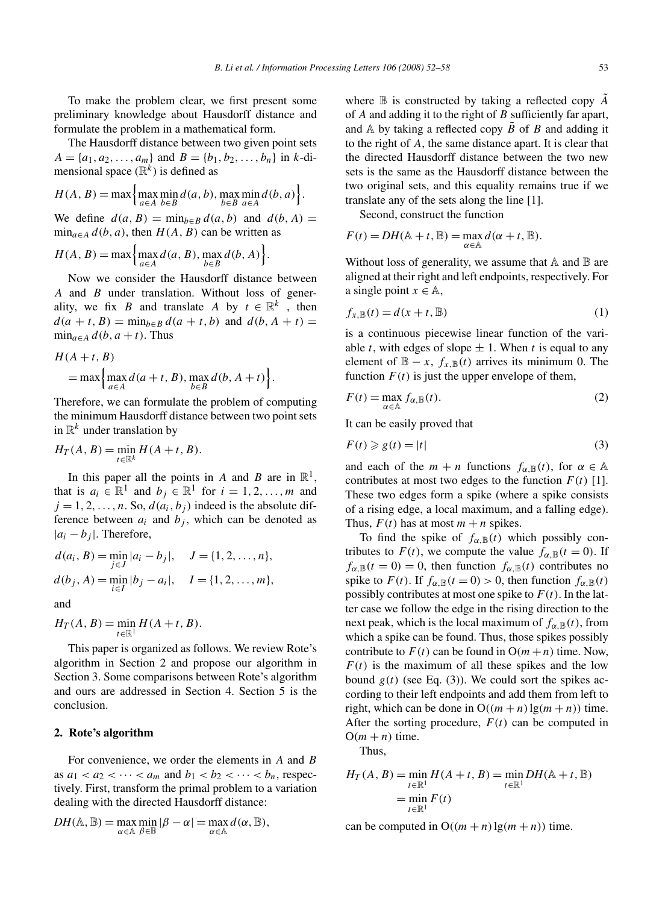To make the problem clear, we first present some preliminary knowledge about Hausdorff distance and formulate the problem in a mathematical form.

The Hausdorff distance between two given point sets $A = \{a_1, a_2, \ldots, a_m\}$ and $B = \{b_1, b_2, \ldots, b_n\}$ in $k$-dimensional space ($\mathbb{R}^k$) is defined as

$$H(A, B) = \max\Big\{\max_{a\in A}\min_{b\in B} d(a, b), \max_{b\in B}\min_{a\in A} d(b, a)\Big\}.$$

We define $d(a, B) = \min_{b\in B} d(a, b)$ and $d(b, A) = \min_{a\in A} d(b, a)$, then $H(A, B)$ can be written as

$$H(A, B) = \max\Big\{\max_{a\in A} d(a, B), \max_{b\in B} d(b, A)\Big\}.$$

Now we consider the Hausdorff distance between $A$ and $B$ under translation. Without loss of generality, we fix $B$ and translate $A$ by $t \in \mathbb{R}^k$, then $d(a + t, B) = \min_{b\in B} d(a + t, b)$ and $d(b, A + t) = \min_{a\in A} d(b, a + t)$. Thus

$$H(A + t, B) = \max\Big\{\max_{a\in A} d(a + t, B), \max_{b\in B} d(b, A + t)\Big\}.$$

Therefore, we can formulate the problem of computing the minimum Hausdorff distance between two point sets in $\mathbb{R}^k$ under translation by

$$H_T(A, B) = \min_{t\in\mathbb{R}^k} H(A + t, B).$$

In this paper all the points in $A$ and $B$ are in $\mathbb{R}^1$, that is $a_i \in \mathbb{R}^1$ and $b_j \in \mathbb{R}^1$ for $i = 1, 2, \ldots, m$ and $j = 1, 2, \ldots, n$. So, $d(a_i, b_j)$ indeed is the absolute difference between $a_i$ and $b_j$, which can be denoted as $|a_i - b_j|$. Therefore,

$$d(a_i, B) = \min_{j\in J} |a_i - b_j|, \quad J = \{1, 2, \ldots, n\},$$

$$d(b_j, A) = \min_{i\in I} |b_j - a_i|, \quad I = \{1, 2, \ldots, m\},$$

and

$$H_T(A, B) = \min_{t\in\mathbb{R}^1} H(A + t, B).$$

This paper is organized as follows. We review Rote's algorithm in Section 2 and propose our algorithm in Section 3. Some comparisons between Rote's algorithm and ours are addressed in Section 4. Section 5 is the conclusion.

## 2. Rote's algorithm

For convenience, we order the elements in $A$ and $B$ as $a_1 < a_2 < \cdots < a_m$ and $b_1 < b_2 < \cdots < b_n$, respectively. First, transform the primal problem to a variation dealing with the directed Hausdorff distance:

$$DH(\mathbb{A}, \mathbb{B}) = \max_{\alpha\in\mathbb{A}}\min_{\beta\in\mathbb{B}} |\beta - \alpha| = \max_{\alpha\in\mathbb{A}} d(\alpha, \mathbb{B}),$$

where $\mathbb{B}$ is constructed by taking a reflected copy $\tilde{A}$ of $A$ and adding it to the right of $B$ sufficiently far apart, and $\mathbb{A}$ by taking a reflected copy $\tilde{B}$ of $B$ and adding it to the right of $A$, the same distance apart. It is clear that the directed Hausdorff distance between the two new sets is the same as the Hausdorff distance between the two original sets, and this equality remains true if we translate any of the sets along the line [1].

Second, construct the function

$$F(t) = DH(\mathbb{A} + t, \mathbb{B}) = \max_{\alpha\in\mathbb{A}} d(\alpha + t, \mathbb{B}).$$

Without loss of generality, we assume that $\mathbb{A}$ and $\mathbb{B}$ are aligned at their right and left endpoints, respectively. For a single point $x \in \mathbb{A}$,

$$f_{x,\mathbb{B}}(t) = d(x + t, \mathbb{B}) \tag{1}$$

is a continuous piecewise linear function of the variable $t$, with edges of slope $\pm$ 1. When $t$ is equal to any element of $\mathbb{B} - x$, $f_{x,\mathbb{B}}(t)$ arrives its minimum 0. The function $F(t)$ is just the upper envelope of them,

$$F(t) = \max_{\alpha\in\mathbb{A}} f_{\alpha,\mathbb{B}}(t). \tag{2}$$

It can be easily proved that

$$F(t) \geqslant g(t) = |t| \tag{3}$$

and each of the $m + n$ functions $f_{\alpha,\mathbb{B}}(t)$, for $\alpha \in \mathbb{A}$ contributes at most two edges to the function $F(t)$ [1]. These two edges form a spike (where a spike consists of a rising edge, a local maximum, and a falling edge). Thus, $F(t)$ has at most $m + n$ spikes.

To find the spike of $f_{\alpha,\mathbb{B}}(t)$ which possibly contributes to $F(t)$, we compute the value $f_{\alpha,\mathbb{B}}(t = 0)$. If $f_{\alpha,\mathbb{B}}(t = 0) = 0$, then function $f_{\alpha,\mathbb{B}}(t)$ contributes no spike to $F(t)$. If $f_{\alpha,\mathbb{B}}(t = 0) > 0$, then function $f_{\alpha,\mathbb{B}}(t)$ possibly contributes at most one spike to $F(t)$. In the latter case we follow the edge in the rising direction to the next peak, which is the local maximum of $f_{\alpha,\mathbb{B}}(t)$, from which a spike can be found. Thus, those spikes possibly contribute to $F(t)$ can be found in $O(m+n)$ time. Now, $F(t)$ is the maximum of all these spikes and the low bound $g(t)$ (see Eq. (3)). We could sort the spikes according to their left endpoints and add them from left to right, which can be done in $O((m + n)\lg(m + n))$ time. After the sorting procedure, $F(t)$ can be computed in $O(m + n)$ time.

Thus,

$$H_T(A, B) = \min_{t\in\mathbb{R}^1} H(A + t, B) = \min_{t\in\mathbb{R}^1} DH(\mathbb{A} + t, \mathbb{B}) = \min_{t\in\mathbb{R}^1} F(t)$$

can be computed in $O((m + n)\lg(m + n))$ time.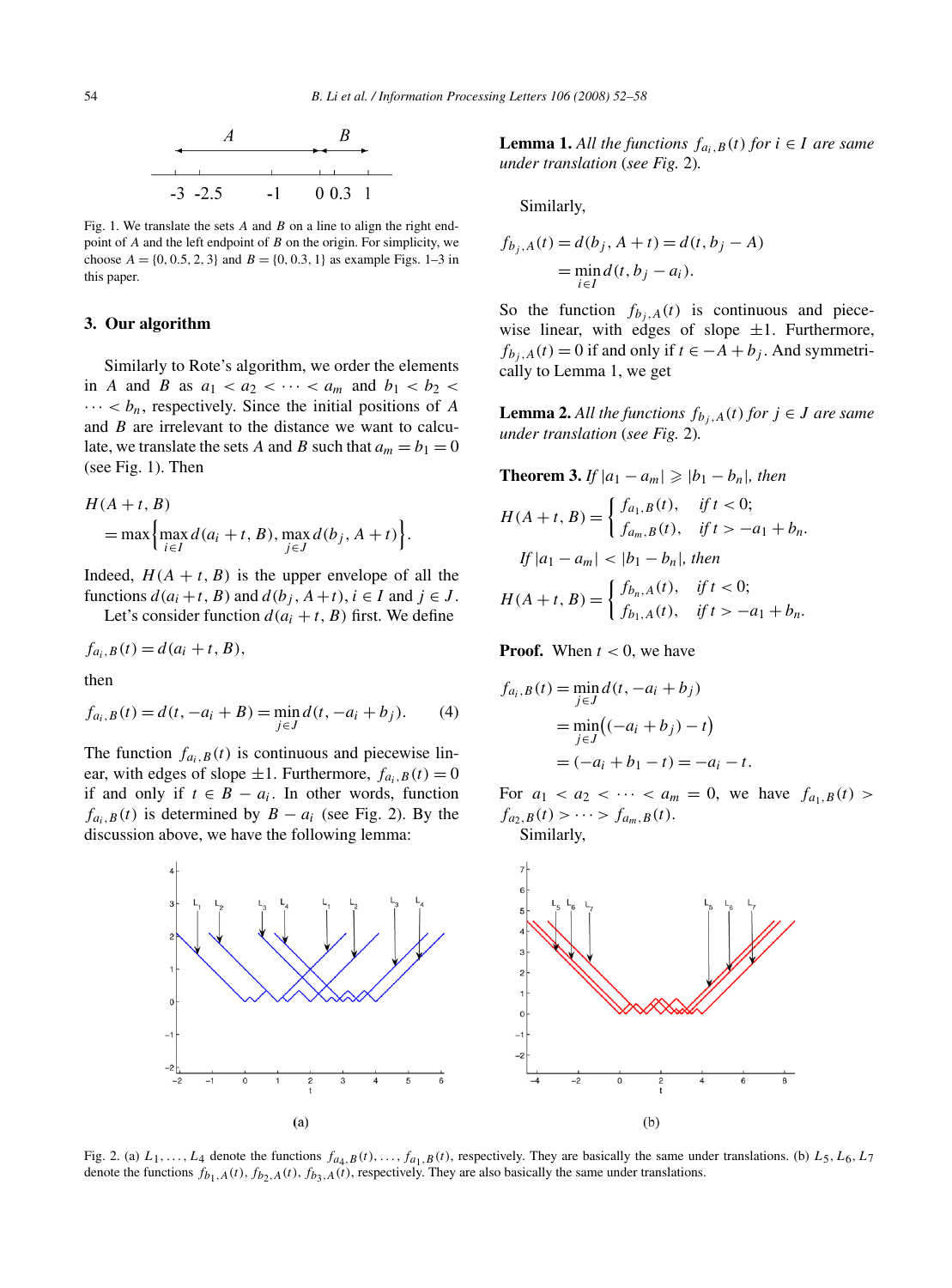Fig. 1. We translate the sets $A$ and $B$ on a line to align the right endpoint of $A$ and the left endpoint of $B$ on the origin. For simplicity, we choose $A = \{0, 0.5, 2, 3\}$ and $B = \{0, 0.3, 1\}$ as example Figs. 1–3 in this paper.

## 3. Our algorithm

Similarly to Rote's algorithm, we order the elements in $A$ and $B$ as $a_1 < a_2 < \cdots < a_m$ and $b_1 < b_2 < \cdots < b_n$, respectively. Since the initial positions of $A$ and $B$ are irrelevant to the distance we want to calculate, we translate the sets $A$ and $B$ such that $a_m = b_1 = 0$ (see Fig. 1). Then

$$H(A+t, B) = \max\Big\{\max_{i \in I} d(a_i + t, B), \max_{j \in J} d(b_j, A + t)\Big\}.$$

Indeed, $H(A+t, B)$ is the upper envelope of all the functions $d(a_i + t, B)$ and $d(b_j, A+t)$, $i \in I$ and $j \in J$.

Let's consider function $d(a_i + t, B)$ first. We define

$$f_{a_i,B}(t) = d(a_i + t, B),$$

then

$$f_{a_i,B}(t) = d(t, -a_i + B) = \min_{j \in J} d(t, -a_i + b_j). \tag{4}$$

The function $f_{a_i,B}(t)$ is continuous and piecewise linear, with edges of slope $\pm 1$. Furthermore, $f_{a_i,B}(t) = 0$ if and only if $t \in B - a_i$. In other words, function $f_{a_i,B}(t)$ is determined by $B - a_i$ (see Fig. 2). By the discussion above, we have the following lemma:

**Lemma 1.** *All the functions $f_{a_i,B}(t)$ for $i \in I$ are same under translation (see Fig. 2).*

Similarly,

$$f_{b_j,A}(t) = d(b_j, A+t) = d(t, b_j - A) = \min_{i \in I} d(t, b_j - a_i).$$

So the function $f_{b_j,A}(t)$ is continuous and piecewise linear, with edges of slope $\pm 1$. Furthermore, $f_{b_j,A}(t) = 0$ if and only if $t \in -A + b_j$. And symmetrically to Lemma 1, we get

**Lemma 2.** *All the functions $f_{b_j,A}(t)$ for $j \in J$ are same under translation (see Fig. 2).*

**Theorem 3.** *If $|a_1 - a_m| \geqslant |b_1 - b_n|$, then*

$$H(A+t, B) = \begin{cases} f_{a_1,B}(t), & \text{if } t < 0; \\ f_{a_m,B}(t), & \text{if } t > -a_1 + b_n. \end{cases}$$

*If $|a_1 - a_m| < |b_1 - b_n|$, then*

$$H(A+t, B) = \begin{cases} f_{b_n,A}(t), & \text{if } t < 0; \\ f_{b_1,A}(t), & \text{if } t > -a_1 + b_n. \end{cases}$$

**Proof.** When $t < 0$, we have

$$\begin{aligned} f_{a_i,B}(t) &= \min_{j \in J} d(t, -a_i + b_j) \\ &= \min_{j \in J} \big((-a_i + b_j) - t\big) \\ &= (-a_i + b_1 - t) = -a_i - t. \end{aligned}$$

For $a_1 < a_2 < \cdots < a_m = 0$, we have $f_{a_1,B}(t) > f_{a_2,B}(t) > \cdots > f_{a_m,B}(t)$.

Similarly,

(a)

(b)

Fig. 2. (a) $L_1, \ldots, L_4$ denote the functions $f_{a_4,B}(t), \ldots, f_{a_1,B}(t)$, respectively. They are basically the same under translations. (b) $L_5, L_6, L_7$ denote the functions $f_{b_1,A}(t)$, $f_{b_2,A}(t)$, $f_{b_3,A}(t)$, respectively. They are also basically the same under translations.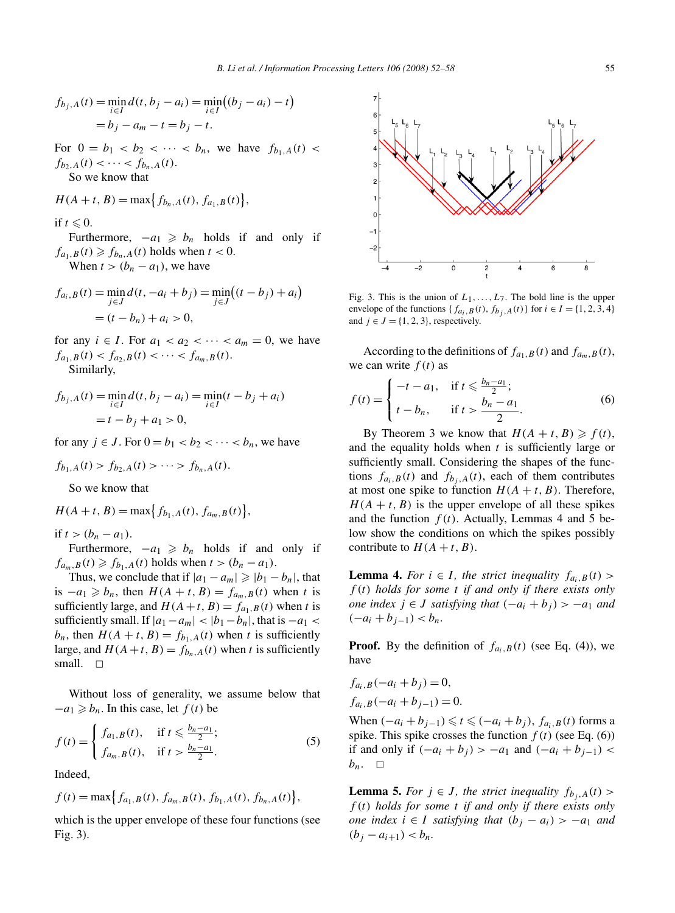$$f_{b_j,A}(t) = \min_{i \in I} d(t, b_j - a_i) = \min_{i \in I}\big((b_j - a_i) - t\big)$$
$$= b_j - a_m - t = b_j - t.$$

For $0 = b_1 < b_2 < \cdots < b_n$, we have $f_{b_1,A}(t) < f_{b_2,A}(t) < \cdots < f_{b_n,A}(t)$.

So we know that

$$H(A+t, B) = \max\{f_{b_n,A}(t), f_{a_1,B}(t)\},$$

if $t \leqslant 0$.

Furthermore, $-a_1 \geqslant b_n$ holds if and only if $f_{a_1,B}(t) \geqslant f_{b_n,A}(t)$ holds when $t < 0$.

When $t > (b_n - a_1)$, we have

$$f_{a_i,B}(t) = \min_{j \in J} d(t, -a_i + b_j) = \min_{j \in J}\big((t - b_j) + a_i\big)$$
$$= (t - b_n) + a_i > 0,$$

for any $i \in I$. For $a_1 < a_2 < \cdots < a_m = 0$, we have $f_{a_1,B}(t) < f_{a_2,B}(t) < \cdots < f_{a_m,B}(t)$.

Similarly,

$$f_{b_j,A}(t) = \min_{i \in I} d(t, b_j - a_i) = \min_{i \in I}(t - b_j + a_i)$$
$$= t - b_j + a_1 > 0,$$

for any $j \in J$. For $0 = b_1 < b_2 < \cdots < b_n$, we have

$$f_{b_1,A}(t) > f_{b_2,A}(t) > \cdots > f_{b_n,A}(t).$$

So we know that

$$H(A+t, B) = \max\{f_{b_1,A}(t), f_{a_m,B}(t)\},$$

if $t > (b_n - a_1)$.

Furthermore, $-a_1 \geqslant b_n$ holds if and only if $f_{a_m,B}(t) \geqslant f_{b_1,A}(t)$ holds when $t > (b_n - a_1)$.

Thus, we conclude that if $|a_1 - a_m| \geqslant |b_1 - b_n|$, that is $-a_1 \geqslant b_n$, then $H(A+t, B) = f_{a_m,B}(t)$ when $t$ is sufficiently large, and $H(A+t,B) = f_{a_1,B}(t)$ when $t$ is sufficiently small. If $|a_1 - a_m| < |b_1 - b_n|$, that is $-a_1 < b_n$, then $H(A+t, B) = f_{b_1,A}(t)$ when $t$ is sufficiently large, and $H(A+t, B) = f_{b_n,A}(t)$ when $t$ is sufficiently small. $\square$

Without loss of generality, we assume below that $-a_1 \geqslant b_n$. In this case, let $f(t)$ be

$$f(t) = \begin{cases} f_{a_1,B}(t), & \text{if } t \leqslant \frac{b_n - a_1}{2}; \\ f_{a_m,B}(t), & \text{if } t > \frac{b_n - a_1}{2}. \end{cases} \tag{5}$$

Indeed,

$$f(t) = \max\{f_{a_1,B}(t), f_{a_m,B}(t), f_{b_1,A}(t), f_{b_n,A}(t)\},$$

which is the upper envelope of these four functions (see Fig. 3).

Fig. 3. This is the union of $L_1, \ldots, L_7$. The bold line is the upper envelope of the functions $\{f_{a_i,B}(t), f_{b_j,A}(t)\}$ for $i \in I = \{1, 2, 3, 4\}$ and $j \in J = \{1, 2, 3\}$, respectively.

According to the definitions of $f_{a_1,B}(t)$ and $f_{a_m,B}(t)$, we can write $f(t)$ as

$$f(t) = \begin{cases} -t - a_1, & \text{if } t \leqslant \frac{b_n - a_1}{2}; \\ t - b_n, & \text{if } t > \dfrac{b_n - a_1}{2}. \end{cases} \tag{6}$$

By Theorem 3 we know that $H(A+t, B) \geqslant f(t)$, and the equality holds when $t$ is sufficiently large or sufficiently small. Considering the shapes of the functions $f_{a_i,B}(t)$ and $f_{b_j,A}(t)$, each of them contributes at most one spike to function $H(A+t, B)$. Therefore, $H(A+t, B)$ is the upper envelope of all these spikes and the function $f(t)$. Actually, Lemmas 4 and 5 below show the conditions on which the spikes possibly contribute to $H(A+t, B)$.

**Lemma 4.** *For $i \in I$, the strict inequality $f_{a_i,B}(t) > f(t)$ holds for some $t$ if and only if there exists only one index $j \in J$ satisfying that $(-a_i + b_j) > -a_1$ and $(-a_i + b_{j-1}) < b_n$.*

**Proof.** By the definition of $f_{a_i,B}(t)$ (see Eq. (4)), we have

$$f_{a_i,B}(-a_i + b_j) = 0,$$
$$f_{a_i,B}(-a_i + b_{j-1}) = 0.$$

When $(-a_i + b_{j-1}) \leqslant t \leqslant (-a_i + b_j)$, $f_{a_i,B}(t)$ forms a spike. This spike crosses the function $f(t)$ (see Eq. (6)) if and only if $(-a_i + b_j) > -a_1$ and $(-a_i + b_{j-1}) < b_n$. $\square$

**Lemma 5.** *For $j \in J$, the strict inequality $f_{b_j,A}(t) > f(t)$ holds for some $t$ if and only if there exists only one index $i \in I$ satisfying that $(b_j - a_i) > -a_1$ and $(b_j - a_{i+1}) < b_n$.*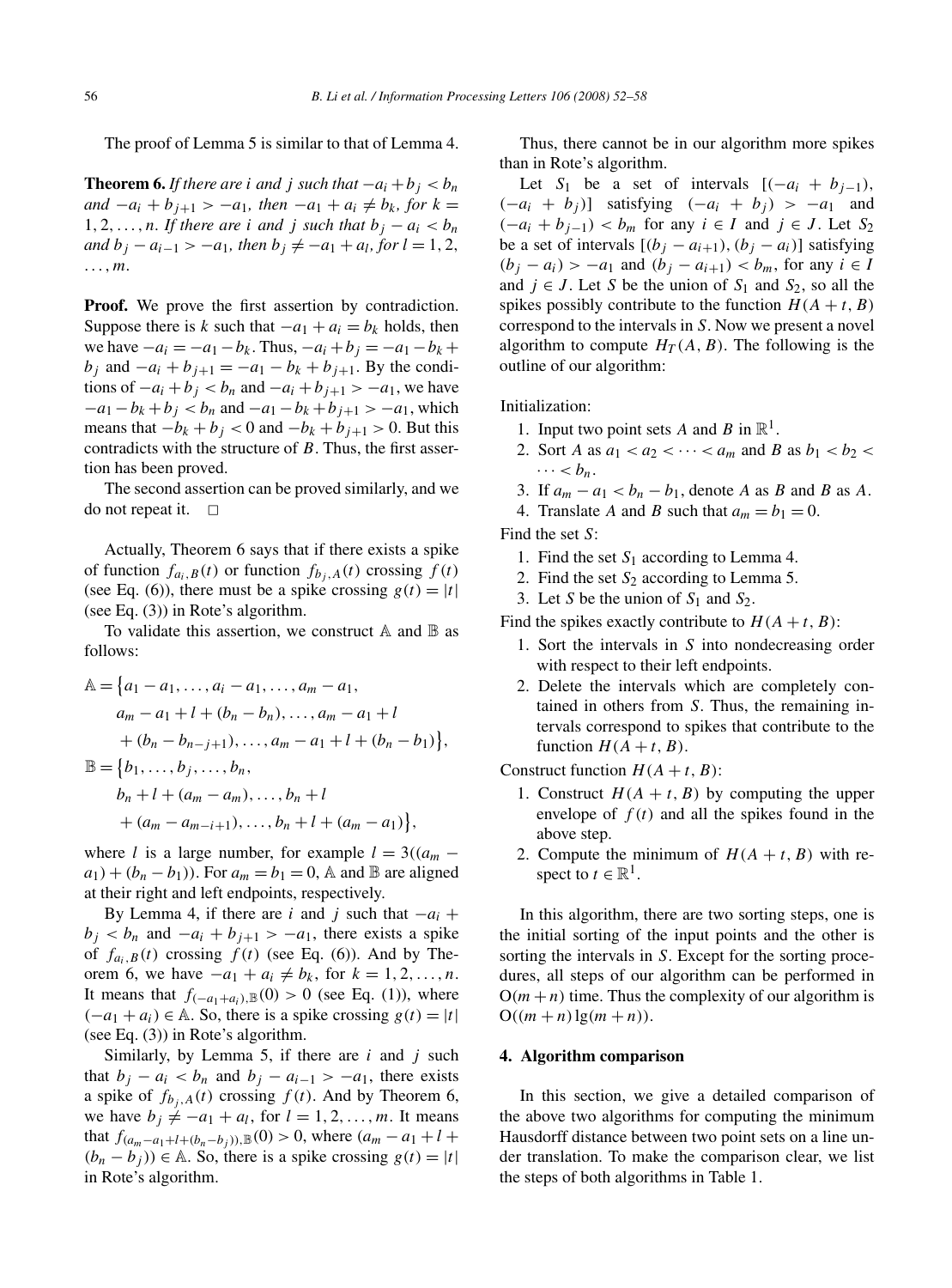The proof of Lemma 5 is similar to that of Lemma 4.

**Theorem 6.** *If there are $i$ and $j$ such that $-a_i + b_j < b_n$ and $-a_i + b_{j+1} > -a_1$, then $-a_1 + a_i \neq b_k$, for $k = 1, 2, \ldots, n$. If there are $i$ and $j$ such that $b_j - a_i < b_n$ and $b_j - a_{i-1} > -a_1$, then $b_j \neq -a_1 + a_l$, for $l = 1, 2, \ldots, m$.*

**Proof.** We prove the first assertion by contradiction. Suppose there is $k$ such that $-a_1 + a_i = b_k$ holds, then we have $-a_i = -a_1 - b_k$. Thus, $-a_i + b_j = -a_1 - b_k + b_j$ and $-a_i + b_{j+1} = -a_1 - b_k + b_{j+1}$. By the conditions of $-a_i + b_j < b_n$ and $-a_i + b_{j+1} > -a_1$, we have $-a_1 - b_k + b_j < b_n$ and $-a_1 - b_k + b_{j+1} > -a_1$, which means that $-b_k + b_j < 0$ and $-b_k + b_{j+1} > 0$. But this contradicts with the structure of $B$. Thus, the first assertion has been proved.

The second assertion can be proved similarly, and we do not repeat it. $\square$

Actually, Theorem 6 says that if there exists a spike of function $f_{a_i,B}(t)$ or function $f_{b_j,A}(t)$ crossing $f(t)$ (see Eq. (6)), there must be a spike crossing $g(t) = |t|$ (see Eq. (3)) in Rote's algorithm.

To validate this assertion, we construct $\mathbb{A}$ and $\mathbb{B}$ as follows:

$$
\begin{aligned}
\mathbb{A} = \{&a_1 - a_1, \ldots, a_i - a_1, \ldots, a_m - a_1, \\
&a_m - a_1 + l + (b_n - b_n), \ldots, a_m - a_1 + l \\
&+ (b_n - b_{n-j+1}), \ldots, a_m - a_1 + l + (b_n - b_1)\}, \\
\mathbb{B} = \{&b_1, \ldots, b_j, \ldots, b_n, \\
&b_n + l + (a_m - a_m), \ldots, b_n + l \\
&+ (a_m - a_{m-i+1}), \ldots, b_n + l + (a_m - a_1)\},
\end{aligned}
$$

where $l$ is a large number, for example $l = 3((a_m - a_1) + (b_n - b_1))$. For $a_m = b_1 = 0$, $\mathbb{A}$ and $\mathbb{B}$ are aligned at their right and left endpoints, respectively.

By Lemma 4, if there are $i$ and $j$ such that $-a_i + b_j < b_n$ and $-a_i + b_{j+1} > -a_1$, there exists a spike of $f_{a_i,B}(t)$ crossing $f(t)$ (see Eq. (6)). And by Theorem 6, we have $-a_1 + a_i \neq b_k$, for $k = 1, 2, \ldots, n$. It means that $f_{(-a_1+a_i),\mathbb{B}}(0) > 0$ (see Eq. (1)), where $(-a_1 + a_i) \in \mathbb{A}$. So, there is a spike crossing $g(t) = |t|$ (see Eq. (3)) in Rote's algorithm.

Similarly, by Lemma 5, if there are $i$ and $j$ such that $b_j - a_i < b_n$ and $b_j - a_{i-1} > -a_1$, there exists a spike of $f_{b_j,A}(t)$ crossing $f(t)$. And by Theorem 6, we have $b_j \neq -a_1 + a_l$, for $l = 1, 2, \ldots, m$. It means that $f_{(a_m - a_1 + l + (b_n - b_j)),\mathbb{B}}(0) > 0$, where $(a_m - a_1 + l + (b_n - b_j)) \in \mathbb{A}$. So, there is a spike crossing $g(t) = |t|$ in Rote's algorithm.

Thus, there cannot be in our algorithm more spikes than in Rote's algorithm.

Let $S_1$ be a set of intervals $[(-a_i + b_{j-1}), (-a_i + b_j)]$ satisfying $(-a_i + b_j) > -a_1$ and $(-a_i + b_{j-1}) < b_m$ for any $i \in I$ and $j \in J$. Let $S_2$ be a set of intervals $[(b_j - a_{i+1}), (b_j - a_i)]$ satisfying $(b_j - a_i) > -a_1$ and $(b_j - a_{i+1}) < b_m$, for any $i \in I$ and $j \in J$. Let $S$ be the union of $S_1$ and $S_2$, so all the spikes possibly contribute to the function $H(A + t, B)$ correspond to the intervals in $S$. Now we present a novel algorithm to compute $H_T(A, B)$. The following is the outline of our algorithm:

Initialization:

1. Input two point sets $A$ and $B$ in $\mathbb{R}^1$.
2. Sort $A$ as $a_1 < a_2 < \cdots < a_m$ and $B$ as $b_1 < b_2 < \cdots < b_n$.
3. If $a_m - a_1 < b_n - b_1$, denote $A$ as $B$ and $B$ as $A$.
4. Translate $A$ and $B$ such that $a_m = b_1 = 0$.

Find the set $S$:

1. Find the set $S_1$ according to Lemma 4.
2. Find the set $S_2$ according to Lemma 5.
3. Let $S$ be the union of $S_1$ and $S_2$.

Find the spikes exactly contribute to $H(A + t, B)$:

1. Sort the intervals in $S$ into nondecreasing order with respect to their left endpoints.
2. Delete the intervals which are completely contained in others from $S$. Thus, the remaining intervals correspond to spikes that contribute to the function $H(A + t, B)$.

Construct function $H(A + t, B)$:

1. Construct $H(A + t, B)$ by computing the upper envelope of $f(t)$ and all the spikes found in the above step.
2. Compute the minimum of $H(A + t, B)$ with respect to $t \in \mathbb{R}^1$.

In this algorithm, there are two sorting steps, one is the initial sorting of the input points and the other is sorting the intervals in $S$. Except for the sorting procedures, all steps of our algorithm can be performed in $O(m + n)$ time. Thus the complexity of our algorithm is $O((m + n)\lg(m + n))$.

## 4. Algorithm comparison

In this section, we give a detailed comparison of the above two algorithms for computing the minimum Hausdorff distance between two point sets on a line under translation. To make the comparison clear, we list the steps of both algorithms in Table 1.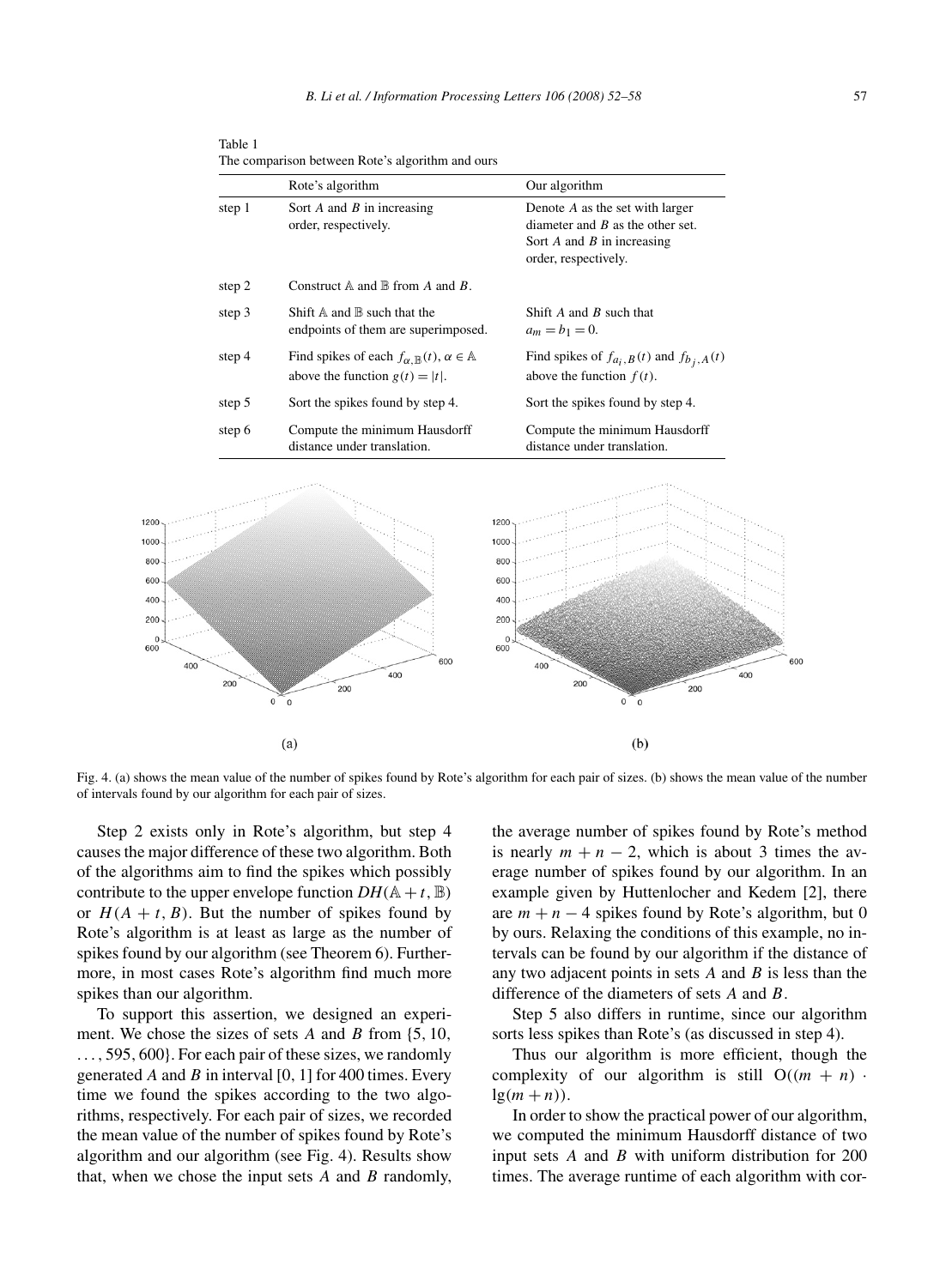Table 1
The comparison between Rote's algorithm and ours

| | Rote's algorithm | Our algorithm |
|---|---|---|
| step 1 | Sort $A$ and $B$ in increasing order, respectively. | Denote $A$ as the set with larger diameter and $B$ as the other set. Sort $A$ and $B$ in increasing order, respectively. |
| step 2 | Construct $\mathbb{A}$ and $\mathbb{B}$ from $A$ and $B$. | |
| step 3 | Shift $\mathbb{A}$ and $\mathbb{B}$ such that the endpoints of them are superimposed. | Shift $A$ and $B$ such that $a_m = b_1 = 0$. |
| step 4 | Find spikes of each $f_{\alpha,\mathbb{B}}(t)$, $\alpha \in \mathbb{A}$ above the function $g(t) = \|t\|$. | Find spikes of $f_{a_i,B}(t)$ and $f_{b_j,A}(t)$ above the function $f(t)$. |
| step 5 | Sort the spikes found by step 4. | Sort the spikes found by step 4. |
| step 6 | Compute the minimum Hausdorff distance under translation. | Compute the minimum Hausdorff distance under translation. |

Fig. 4. (a) shows the mean value of the number of spikes found by Rote's algorithm for each pair of sizes. (b) shows the mean value of the number of intervals found by our algorithm for each pair of sizes.

Step 2 exists only in Rote's algorithm, but step 4 causes the major difference of these two algorithm. Both of the algorithms aim to find the spikes which possibly contribute to the upper envelope function $DH(\mathbb{A} + t, \mathbb{B})$ or $H(A + t, B)$. But the number of spikes found by Rote's algorithm is at least as large as the number of spikes found by our algorithm (see Theorem 6). Furthermore, in most cases Rote's algorithm find much more spikes than our algorithm.

To support this assertion, we designed an experiment. We chose the sizes of sets $A$ and $B$ from $\{5, 10, \ldots, 595, 600\}$. For each pair of these sizes, we randomly generated $A$ and $B$ in interval $[0, 1]$ for 400 times. Every time we found the spikes according to the two algorithms, respectively. For each pair of sizes, we recorded the mean value of the number of spikes found by Rote's algorithm and our algorithm (see Fig. 4). Results show that, when we chose the input sets $A$ and $B$ randomly, the average number of spikes found by Rote's method is nearly $m + n - 2$, which is about 3 times the average number of spikes found by our algorithm. In an example given by Huttenlocher and Kedem [2], there are $m + n - 4$ spikes found by Rote's algorithm, but 0 by ours. Relaxing the conditions of this example, no intervals can be found by our algorithm if the distance of any two adjacent points in sets $A$ and $B$ is less than the difference of the diameters of sets $A$ and $B$.

Step 5 also differs in runtime, since our algorithm sorts less spikes than Rote's (as discussed in step 4).

Thus our algorithm is more efficient, though the complexity of our algorithm is still $O((m + n) \cdot \lg(m + n))$.

In order to show the practical power of our algorithm, we computed the minimum Hausdorff distance of two input sets $A$ and $B$ with uniform distribution for 200 times. The average runtime of each algorithm with cor-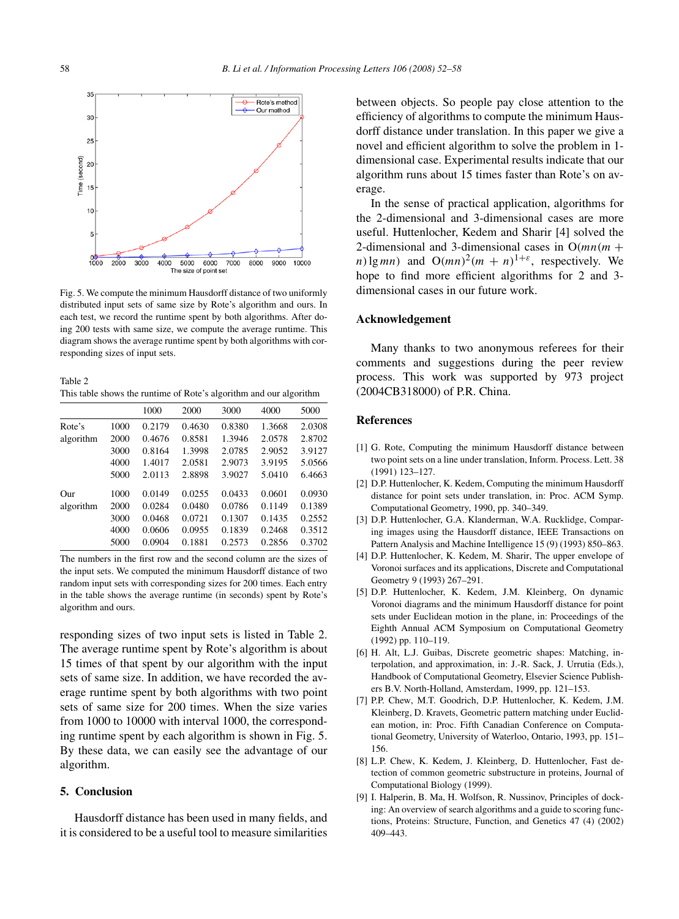35
30
25
20
15
10
5
0
Time (second)
1000 2000 3000 4000 5000 6000 7000 8000 9000 10000
The size of point set
Rote's method
Our method

Fig. 5. We compute the minimum Hausdorff distance of two uniformly distributed input sets of same size by Rote's algorithm and ours. In each test, we record the runtime spent by both algorithms. After doing 200 tests with same size, we compute the average runtime. This diagram shows the average runtime spent by both algorithms with corresponding sizes of input sets.

Table 2
This table shows the runtime of Rote's algorithm and our algorithm

| | | 1000 | 2000 | 3000 | 4000 | 5000 |
|---|---|---|---|---|---|---|
| Rote's algorithm | 1000 | 0.2179 | 0.4630 | 0.8380 | 1.3668 | 2.0308 |
| | 2000 | 0.4676 | 0.8581 | 1.3946 | 2.0578 | 2.8702 |
| | 3000 | 0.8164 | 1.3998 | 2.0785 | 2.9052 | 3.9127 |
| | 4000 | 1.4017 | 2.0581 | 2.9073 | 3.9195 | 5.0566 |
| | 5000 | 2.0113 | 2.8898 | 3.9027 | 5.0410 | 6.4663 |
| Our algorithm | 1000 | 0.0149 | 0.0255 | 0.0433 | 0.0601 | 0.0930 |
| | 2000 | 0.0284 | 0.0480 | 0.0786 | 0.1149 | 0.1389 |
| | 3000 | 0.0468 | 0.0721 | 0.1307 | 0.1435 | 0.2552 |
| | 4000 | 0.0606 | 0.0955 | 0.1839 | 0.2468 | 0.3512 |
| | 5000 | 0.0904 | 0.1881 | 0.2573 | 0.2856 | 0.3702 |

The numbers in the first row and the second column are the sizes of the input sets. We computed the minimum Hausdorff distance of two random input sets with corresponding sizes for 200 times. Each entry in the table shows the average runtime (in seconds) spent by Rote's algorithm and ours.

responding sizes of two input sets is listed in Table 2. The average runtime spent by Rote's algorithm is about 15 times of that spent by our algorithm with the input sets of same size. In addition, we have recorded the average runtime spent by both algorithms with two point sets of same size for 200 times. When the size varies from 1000 to 10000 with interval 1000, the corresponding runtime spent by each algorithm is shown in Fig. 5. By these data, we can easily see the advantage of our algorithm.

## 5. Conclusion

Hausdorff distance has been used in many fields, and it is considered to be a useful tool to measure similarities between objects. So people pay close attention to the efficiency of algorithms to compute the minimum Hausdorff distance under translation. In this paper we give a novel and efficient algorithm to solve the problem in 1-dimensional case. Experimental results indicate that our algorithm runs about 15 times faster than Rote's on average.

In the sense of practical application, algorithms for the 2-dimensional and 3-dimensional cases are more useful. Huttenlocher, Kedem and Sharir [4] solved the 2-dimensional and 3-dimensional cases in $O(mn(m+n)\lg mn)$ and $O(mn)^2(m+n)^{1+\varepsilon}$, respectively. We hope to find more efficient algorithms for 2 and 3-dimensional cases in our future work.

## Acknowledgement

Many thanks to two anonymous referees for their comments and suggestions during the peer review process. This work was supported by 973 project (2004CB318000) of P.R. China.

## References

[1] G. Rote, Computing the minimum Hausdorff distance between two point sets on a line under translation, Inform. Process. Lett. 38 (1991) 123–127.

[2] D.P. Huttenlocher, K. Kedem, Computing the minimum Hausdorff distance for point sets under translation, in: Proc. ACM Symp. Computational Geometry, 1990, pp. 340–349.

[3] D.P. Huttenlocher, G.A. Klanderman, W.A. Rucklidge, Comparing images using the Hausdorff distance, IEEE Transactions on Pattern Analysis and Machine Intelligence 15 (9) (1993) 850–863.

[4] D.P. Huttenlocher, K. Kedem, M. Sharir, The upper envelope of Voronoi surfaces and its applications, Discrete and Computational Geometry 9 (1993) 267–291.

[5] D.P. Huttenlocher, K. Kedem, J.M. Kleinberg, On dynamic Voronoi diagrams and the minimum Hausdorff distance for point sets under Euclidean motion in the plane, in: Proceedings of the Eighth Annual ACM Symposium on Computational Geometry (1992) pp. 110–119.

[6] H. Alt, L.J. Guibas, Discrete geometric shapes: Matching, interpolation, and approximation, in: J.-R. Sack, J. Urrutia (Eds.), Handbook of Computational Geometry, Elsevier Science Publishers B.V. North-Holland, Amsterdam, 1999, pp. 121–153.

[7] P.P. Chew, M.T. Goodrich, D.P. Huttenlocher, K. Kedem, J.M. Kleinberg, D. Kravets, Geometric pattern matching under Euclidean motion, in: Proc. Fifth Canadian Conference on Computational Geometry, University of Waterloo, Ontario, 1993, pp. 151–156.

[8] L.P. Chew, K. Kedem, J. Kleinberg, D. Huttenlocher, Fast detection of common geometric substructure in proteins, Journal of Computational Biology (1999).

[9] I. Halperin, B. Ma, H. Wolfson, R. Nussinov, Principles of docking: An overview of search algorithms and a guide to scoring functions, Proteins: Structure, Function, and Genetics 47 (4) (2002) 409–443.